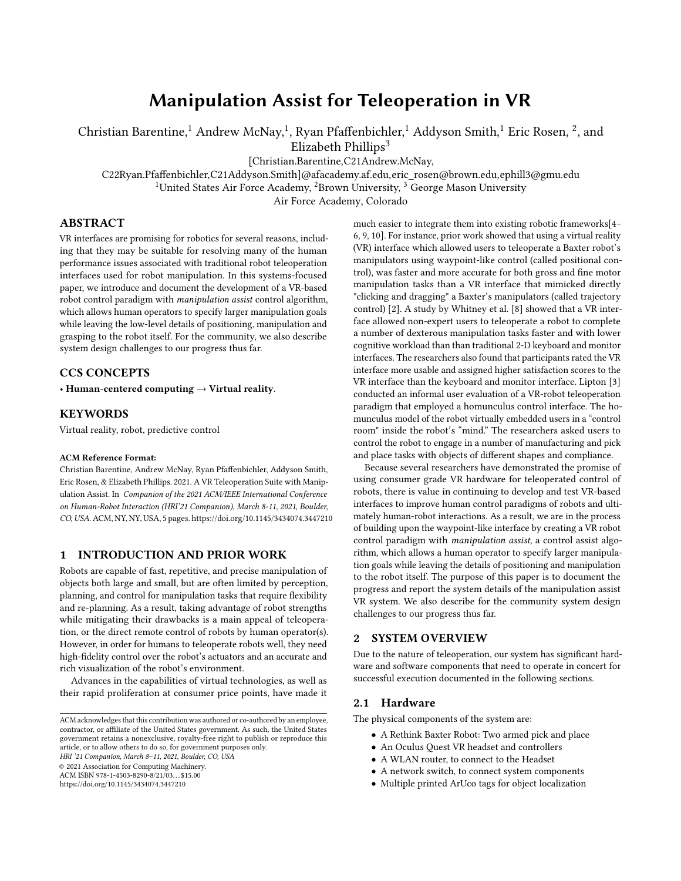# Manipulation Assist for Teleoperation in VR

Christian Barentine,[1] Andrew McNay,[1], Ryan Pfaffenbichler,[1] Addyson Smith,[1] Eric Rosen, [2], and Elizabeth Phillips[3]

[Christian.Barentine,C21Andrew.McNay,
C22Ryan.Pfaffenbichler,C21Addyson.Smith]@afacademy.af.edu,eric_rosen@brown.edu,ephill3@gmu.edu

[1]United States Air Force Academy, [2]Brown University, [3] George Mason University

Air Force Academy, Colorado

## ABSTRACT

VR interfaces are promising for robotics for several reasons, including that they may be suitable for resolving many of the human performance issues associated with traditional robot teleoperation interfaces used for robot manipulation. In this systems-focused paper, we introduce and document the development of a VR-based robot control paradigm with *manipulation assist* control algorithm, which allows human operators to specify larger manipulation goals while leaving the low-level details of positioning, manipulation and grasping to the robot itself. For the community, we also describe system design challenges to our progress thus far.

## CCS CONCEPTS

• **Human-centered computing → Virtual reality**.

## KEYWORDS

Virtual reality, robot, predictive control

**ACM Reference Format:**

Christian Barentine, Andrew McNay, Ryan Pfaffenbichler, Addyson Smith, Eric Rosen, & Elizabeth Phillips. 2021. A VR Teleoperation Suite with Manipulation Assist. In *Companion of the 2021 ACM/IEEE International Conference on Human-Robot Interaction (HRI'21 Companion), March 8-11, 2021, Boulder, CO, USA.* ACM, NY, NY, USA, 5 pages. https://doi.org/10.1145/3434074.3447210

## 1 INTRODUCTION AND PRIOR WORK

Robots are capable of fast, repetitive, and precise manipulation of objects both large and small, but are often limited by perception, planning, and control for manipulation tasks that require flexibility and re-planning. As a result, taking advantage of robot strengths while mitigating their drawbacks is a main appeal of teleoperation, or the direct remote control of robots by human operator(s). However, in order for humans to teleoperate robots well, they need high-fidelity control over the robot's actuators and an accurate and rich visualization of the robot's environment.

Advances in the capabilities of virtual technologies, as well as their rapid proliferation at consumer price points, have made it much easier to integrate them into existing robotic frameworks[4–6, 9, 10]. For instance, prior work showed that using a virtual reality (VR) interface which allowed users to teleoperate a Baxter robot's manipulators using waypoint-like control (called positional control), was faster and more accurate for both gross and fine motor manipulation tasks than a VR interface that mimicked directly "clicking and dragging" a Baxter's manipulators (called trajectory control) [2]. A study by Whitney et al. [8] showed that a VR interface allowed non-expert users to teleoperate a robot to complete a number of dexterous manipulation tasks faster and with lower cognitive workload than than traditional 2-D keyboard and monitor interfaces. The researchers also found that participants rated the VR interface more usable and assigned higher satisfaction scores to the VR interface than the keyboard and monitor interface. Lipton [3] conducted an informal user evaluation of a VR-robot teleoperation paradigm that employed a homunculus control interface. The homunculus model of the robot virtually embedded users in a "control room" inside the robot's "mind." The researchers asked users to control the robot to engage in a number of manufacturing and pick and place tasks with objects of different shapes and compliance.

Because several researchers have demonstrated the promise of using consumer grade VR hardware for teleoperated control of robots, there is value in continuing to develop and test VR-based interfaces to improve human control paradigms of robots and ultimately human-robot interactions. As a result, we are in the process of building upon the waypoint-like interface by creating a VR robot control paradigm with *manipulation assist*, a control assist algorithm, which allows a human operator to specify larger manipulation goals while leaving the details of positioning and manipulation to the robot itself. The purpose of this paper is to document the progress and report the system details of the manipulation assist VR system. We also describe for the community system design challenges to our progress thus far.

## 2 SYSTEM OVERVIEW

Due to the nature of teleoperation, our system has significant hardware and software components that need to operate in concert for successful execution documented in the following sections.

### 2.1 Hardware

The physical components of the system are:

- A Rethink Baxter Robot: Two armed pick and place
- An Oculus Quest VR headset and controllers
- A WLAN router, to connect to the Headset
- A network switch, to connect system components
- Multiple printed ArUco tags for object localization

ACM acknowledges that this contribution was authored or co-authored by an employee, contractor, or affiliate of the United States government. As such, the United States government retains a nonexclusive, royalty-free right to publish or reproduce this article, or to allow others to do so, for government purposes only.
HRI '21 Companion, March 8–11, 2021, Boulder, CO, USA
© 2021 Association for Computing Machinery.
ACM ISBN 978-1-4503-8290-8/21/03…$15.00
https://doi.org/10.1145/3434074.3447210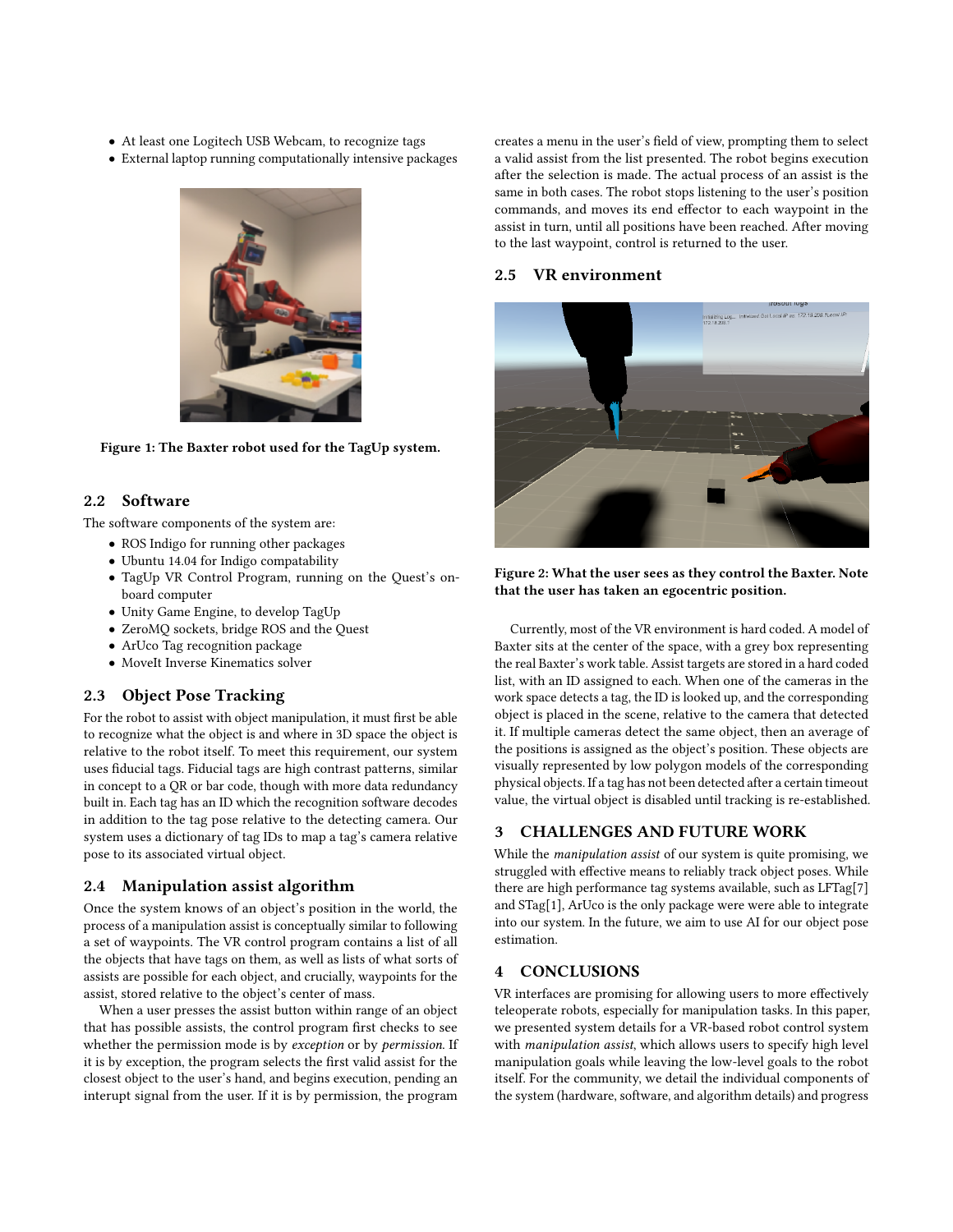- At least one Logitech USB Webcam, to recognize tags
- External laptop running computationally intensive packages

Figure 1: The Baxter robot used for the TagUp system.

## 2.2 Software

The software components of the system are:

- ROS Indigo for running other packages
- Ubuntu 14.04 for Indigo compatability
- TagUp VR Control Program, running on the Quest's onboard computer
- Unity Game Engine, to develop TagUp
- ZeroMQ sockets, bridge ROS and the Quest
- ArUco Tag recognition package
- MoveIt Inverse Kinematics solver

## 2.3 Object Pose Tracking

For the robot to assist with object manipulation, it must first be able to recognize what the object is and where in 3D space the object is relative to the robot itself. To meet this requirement, our system uses fiducial tags. Fiducial tags are high contrast patterns, similar in concept to a QR or bar code, though with more data redundancy built in. Each tag has an ID which the recognition software decodes in addition to the tag pose relative to the detecting camera. Our system uses a dictionary of tag IDs to map a tag's camera relative pose to its associated virtual object.

## 2.4 Manipulation assist algorithm

Once the system knows of an object's position in the world, the process of a manipulation assist is conceptually similar to following a set of waypoints. The VR control program contains a list of all the objects that have tags on them, as well as lists of what sorts of assists are possible for each object, and crucially, waypoints for the assist, stored relative to the object's center of mass.

When a user presses the assist button within range of an object that has possible assists, the control program first checks to see whether the permission mode is by *exception* or by *permission*. If it is by exception, the program selects the first valid assist for the closest object to the user's hand, and begins execution, pending an interupt signal from the user. If it is by permission, the program creates a menu in the user's field of view, prompting them to select a valid assist from the list presented. The robot begins execution after the selection is made. The actual process of an assist is the same in both cases. The robot stops listening to the user's position commands, and moves its end effector to each waypoint in the assist in turn, until all positions have been reached. After moving to the last waypoint, control is returned to the user.

## 2.5 VR environment

Figure 2: What the user sees as they control the Baxter. Note that the user has taken an egocentric position.

Currently, most of the VR environment is hard coded. A model of Baxter sits at the center of the space, with a grey box representing the real Baxter's work table. Assist targets are stored in a hard coded list, with an ID assigned to each. When one of the cameras in the work space detects a tag, the ID is looked up, and the corresponding object is placed in the scene, relative to the camera that detected it. If multiple cameras detect the same object, then an average of the positions is assigned as the object's position. These objects are visually represented by low polygon models of the corresponding physical objects. If a tag has not been detected after a certain timeout value, the virtual object is disabled until tracking is re-established.

# 3 CHALLENGES AND FUTURE WORK

While the *manipulation assist* of our system is quite promising, we struggled with effective means to reliably track object poses. While there are high performance tag systems available, such as LFTag[7] and STag[1], ArUco is the only package were were able to integrate into our system. In the future, we aim to use AI for our object pose estimation.

# 4 CONCLUSIONS

VR interfaces are promising for allowing users to more effectively teleoperate robots, especially for manipulation tasks. In this paper, we presented system details for a VR-based robot control system with *manipulation assist*, which allows users to specify high level manipulation goals while leaving the low-level goals to the robot itself. For the community, we detail the individual components of the system (hardware, software, and algorithm details) and progress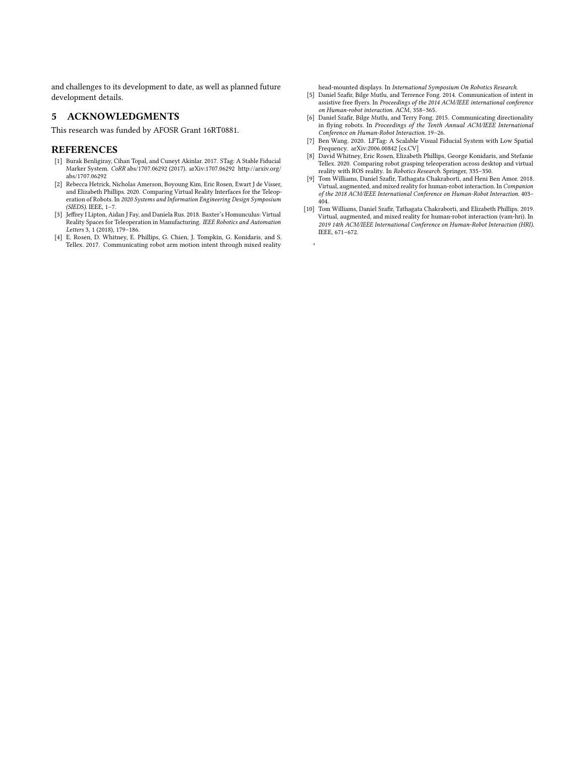and challenges to its development to date, as well as planned future development details.

## 5 ACKNOWLEDGMENTS

This research was funded by AFOSR Grant 16RT0881.

## REFERENCES

[1] Burak Benligiray, Cihan Topal, and Cuneyt Akinlar. 2017. STag: A Stable Fiducial Marker System. *CoRR* abs/1707.06292 (2017). arXiv:1707.06292 http://arxiv.org/abs/1707.06292

[2] Rebecca Hetrick, Nicholas Amerson, Boyoung Kim, Eric Rosen, Ewart J de Visser, and Elizabeth Phillips. 2020. Comparing Virtual Reality Interfaces for the Teleoperation of Robots. In *2020 Systems and Information Engineering Design Symposium (SIEDS)*. IEEE, 1–7.

[3] Jeffrey I Lipton, Aidan J Fay, and Daniela Rus. 2018. Baxter's Homunculus: Virtual Reality Spaces for Teleoperation in Manufacturing. *IEEE Robotics and Automation Letters* 3, 1 (2018), 179–186.

[4] E. Rosen, D. Whitney, E. Phillips, G. Chien, J. Tompkin, G. Konidaris, and S. Tellex. 2017. Communicating robot arm motion intent through mixed reality head-mounted displays. In *International Symposium On Robotics Research*.

[5] Daniel Szafir, Bilge Mutlu, and Terrence Fong. 2014. Communication of intent in assistive free flyers. In *Proceedings of the 2014 ACM/IEEE international conference on Human-robot interaction*. ACM, 358–365.

[6] Daniel Szafir, Bilge Mutlu, and Terry Fong. 2015. Communicating directionality in flying robots. In *Proceedings of the Tenth Annual ACM/IEEE International Conference on Human-Robot Interaction*. 19–26.

[7] Ben Wang. 2020. LFTag: A Scalable Visual Fiducial System with Low Spatial Frequency. arXiv:2006.00842 [cs.CV]

[8] David Whitney, Eric Rosen, Elizabeth Phillips, George Konidaris, and Stefanie Tellex. 2020. Comparing robot grasping teleoperation across desktop and virtual reality with ROS reality. In *Robotics Research*. Springer, 335–350.

[9] Tom Williams, Daniel Szafir, Tathagata Chakraborti, and Heni Ben Amor. 2018. Virtual, augmented, and mixed reality for human-robot interaction. In *Companion of the 2018 ACM/IEEE International Conference on Human-Robot Interaction*. 403–404.

[10] Tom Williams, Daniel Szafir, Tathagata Chakraborti, and Elizabeth Phillips. 2019. Virtual, augmented, and mixed reality for human-robot interaction (vam-hri). In *2019 14th ACM/IEEE International Conference on Human-Robot Interaction (HRI)*. IEEE, 671–672.